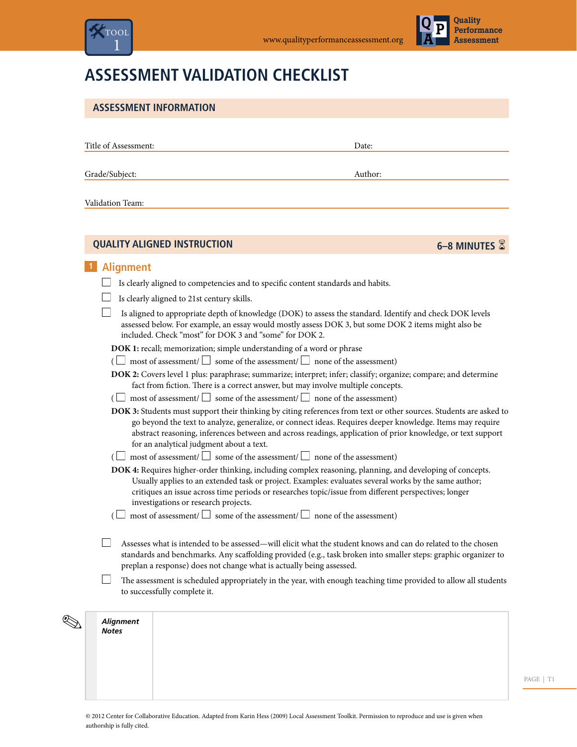# ASSESSMENT VALIDATION CHECKLIST

## ASSESSMENT INFORMATION

Title of Assessment: ______________________ Date: ______________

Grade/Subject: ______________________ Author: ______________

Validation Team: ______________________

## QUALITY ALIGNED INSTRUCTION — 6–8 MINUTES

### 1 Alignment

- ☐ Is clearly aligned to competencies and to specific content standards and habits.
- ☐ Is clearly aligned to 21st century skills.
- ☐ Is aligned to appropriate depth of knowledge (DOK) to assess the standard. Identify and check DOK levels assessed below. For example, an essay would mostly assess DOK 3, but some DOK 2 items might also be included. Check "most" for DOK 3 and "some" for DOK 2.

**DOK 1:** recall; memorization; simple understanding of a word or phrase

( ☐ most of assessment/ ☐ some of the assessment/ ☐ none of the assessment)

**DOK 2:** Covers level 1 plus: paraphrase; summarize; interpret; infer; classify; organize; compare; and determine fact from fiction. There is a correct answer, but may involve multiple concepts.

( ☐ most of assessment/ ☐ some of the assessment/ ☐ none of the assessment)

**DOK 3:** Students must support their thinking by citing references from text or other sources. Students are asked to go beyond the text to analyze, generalize, or connect ideas. Requires deeper knowledge. Items may require abstract reasoning, inferences between and across readings, application of prior knowledge, or text support for an analytical judgment about a text.

( ☐ most of assessment/ ☐ some of the assessment/ ☐ none of the assessment)

**DOK 4:** Requires higher-order thinking, including complex reasoning, planning, and developing of concepts. Usually applies to an extended task or project. Examples: evaluates several works by the same author; critiques an issue across time periods or researches topic/issue from different perspectives; longer investigations or research projects.

( ☐ most of assessment/ ☐ some of the assessment/ ☐ none of the assessment)

- ☐ Assesses what is intended to be assessed—will elicit what the student knows and can do related to the chosen standards and benchmarks. Any scaffolding provided (e.g., task broken into smaller steps: graphic organizer to preplan a response) does not change what is actually being assessed.
- ☐ The assessment is scheduled appropriately in the year, with enough teaching time provided to allow all students to successfully complete it.

| *Alignment Notes* | |
|---|---|
| | |

© 2012 Center for Collaborative Education. Adapted from Karin Hess (2009) Local Assessment Toolkit. Permission to reproduce and use is given when authorship is fully cited.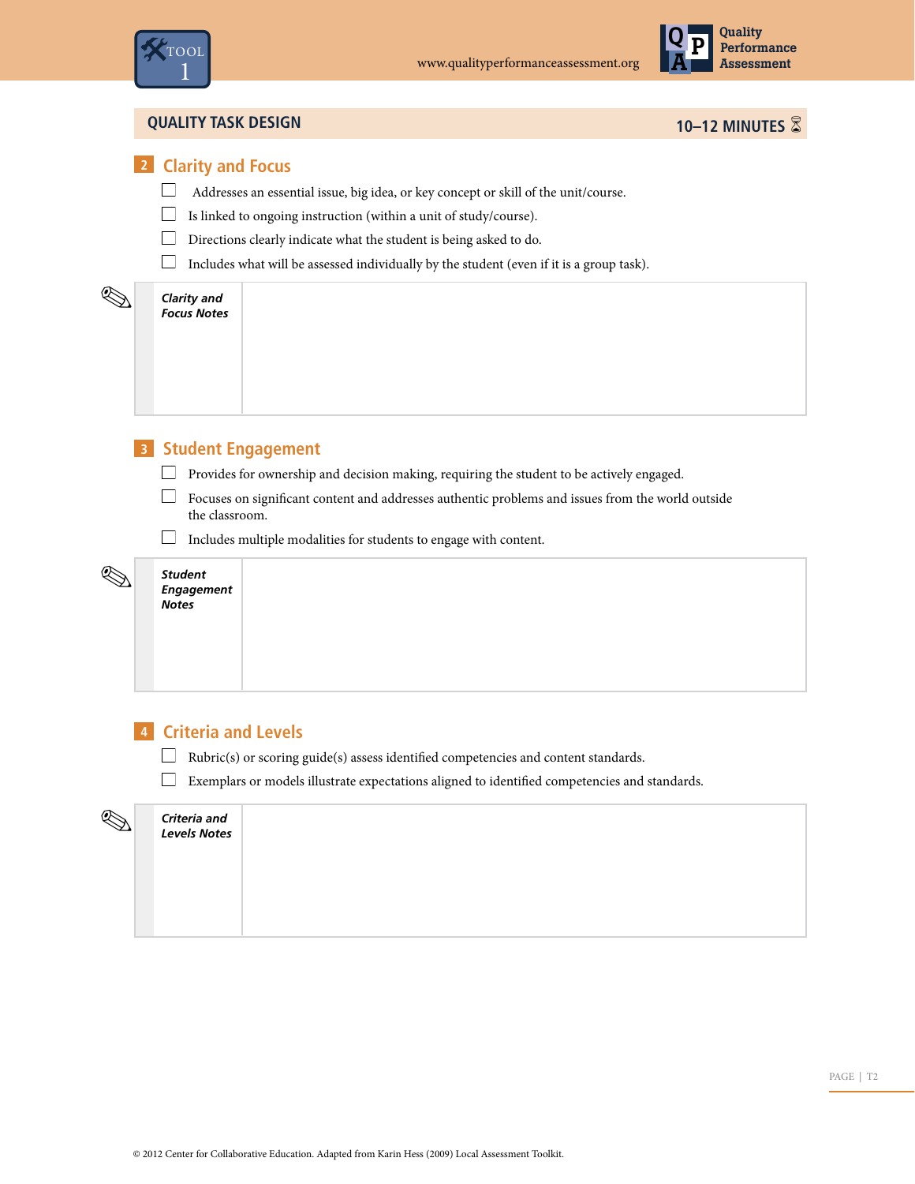## QUALITY TASK DESIGN — 10–12 MINUTES

### 2 Clarity and Focus

- ☐ Addresses an essential issue, big idea, or key concept or skill of the unit/course.
- ☐ Is linked to ongoing instruction (within a unit of study/course).
- ☐ Directions clearly indicate what the student is being asked to do.
- ☐ Includes what will be assessed individually by the student (even if it is a group task).

| *Clarity and Focus Notes* | |
|---|---|

### 3 Student Engagement

- ☐ Provides for ownership and decision making, requiring the student to be actively engaged.
- ☐ Focuses on significant content and addresses authentic problems and issues from the world outside the classroom.
- ☐ Includes multiple modalities for students to engage with content.

| *Student Engagement Notes* | |
|---|---|

### 4 Criteria and Levels

- ☐ Rubric(s) or scoring guide(s) assess identified competencies and content standards.
- ☐ Exemplars or models illustrate expectations aligned to identified competencies and standards.

| *Criteria and Levels Notes* | |
|---|---|

© 2012 Center for Collaborative Education. Adapted from Karin Hess (2009) Local Assessment Toolkit.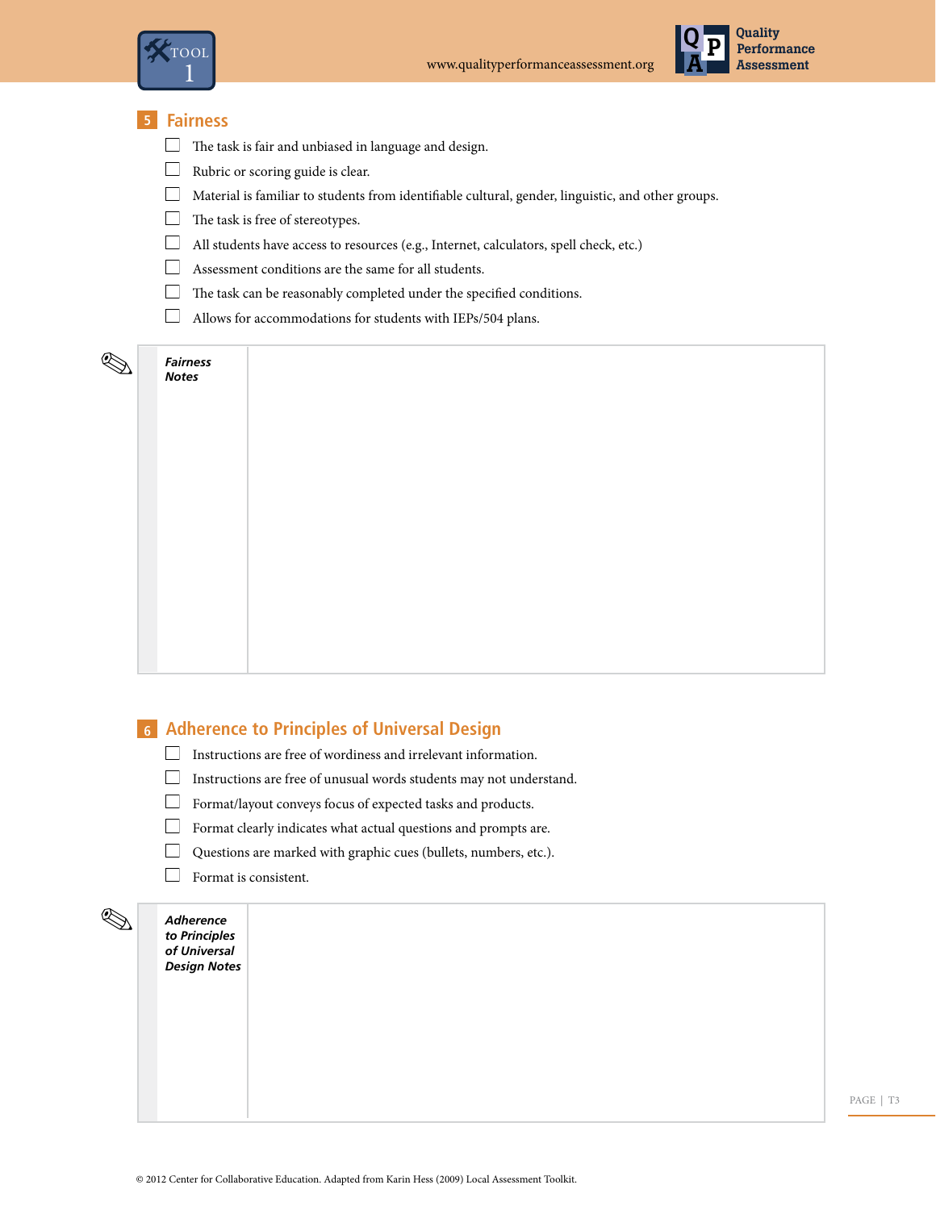## 5 Fairness

- [ ] The task is fair and unbiased in language and design.
- [ ] Rubric or scoring guide is clear.
- [ ] Material is familiar to students from identifiable cultural, gender, linguistic, and other groups.
- [ ] The task is free of stereotypes.
- [ ] All students have access to resources (e.g., Internet, calculators, spell check, etc.)
- [ ] Assessment conditions are the same for all students.
- [ ] The task can be reasonably completed under the specified conditions.
- [ ] Allows for accommodations for students with IEPs/504 plans.

| ***Fairness Notes*** | |
|---|---|

## 6 Adherence to Principles of Universal Design

- [ ] Instructions are free of wordiness and irrelevant information.
- [ ] Instructions are free of unusual words students may not understand.
- [ ] Format/layout conveys focus of expected tasks and products.
- [ ] Format clearly indicates what actual questions and prompts are.
- [ ] Questions are marked with graphic cues (bullets, numbers, etc.).
- [ ] Format is consistent.

| ***Adherence to Principles of Universal Design Notes*** | |
|---|---|

© 2012 Center for Collaborative Education. Adapted from Karin Hess (2009) Local Assessment Toolkit.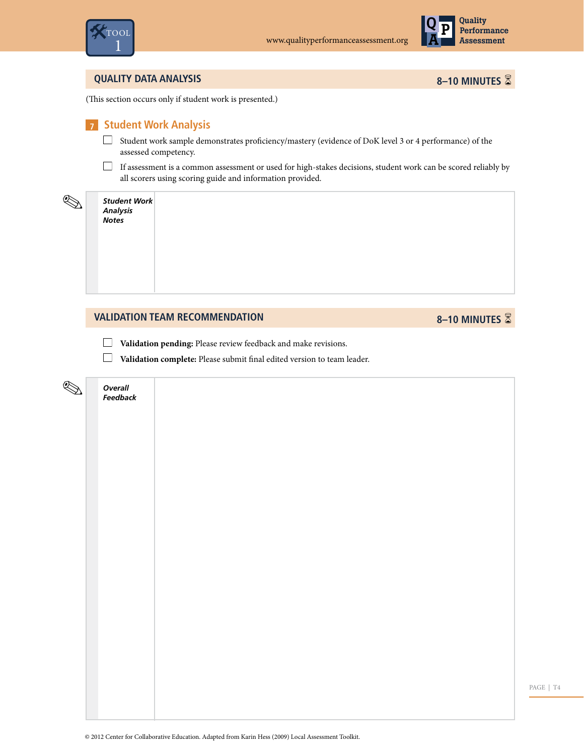## QUALITY DATA ANALYSIS

**8–10 MINUTES**

(This section occurs only if student work is presented.)

### 7 Student Work Analysis

- ☐ Student work sample demonstrates proficiency/mastery (evidence of DoK level 3 or 4 performance) of the assessed competency.
- ☐ If assessment is a common assessment or used for high-stakes decisions, student work can be scored reliably by all scorers using scoring guide and information provided.

| | |
|---|---|
| ***Student Work Analysis Notes*** | |

## VALIDATION TEAM RECOMMENDATION

**8–10 MINUTES**

- ☐ **Validation pending:** Please review feedback and make revisions.
- ☐ **Validation complete:** Please submit final edited version to team leader.

| | |
|---|---|
| ***Overall Feedback*** | |

© 2012 Center for Collaborative Education. Adapted from Karin Hess (2009) Local Assessment Toolkit.